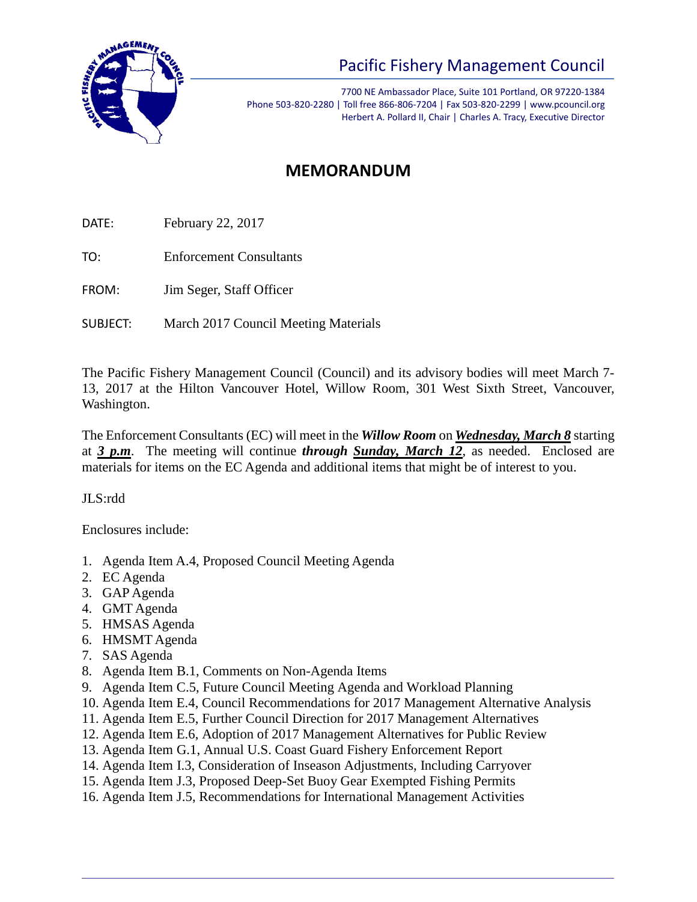# Pacific Fishery Management Council

7700 NE Ambassador Place, Suite 101 Portland, OR 97220-1384
Phone 503-820-2280 | Toll free 866-806-7204 | Fax 503-820-2299 | www.pcouncil.org
Herbert A. Pollard II, Chair | Charles A. Tracy, Executive Director

## MEMORANDUM

DATE: February 22, 2017

TO: Enforcement Consultants

FROM: Jim Seger, Staff Officer

SUBJECT: March 2017 Council Meeting Materials

The Pacific Fishery Management Council (Council) and its advisory bodies will meet March 7-13, 2017 at the Hilton Vancouver Hotel, Willow Room, 301 West Sixth Street, Vancouver, Washington.

The Enforcement Consultants (EC) will meet in the ***Willow Room*** on ***<u>Wednesday, March 8</u>*** starting at ***<u>3 p.m</u>***. The meeting will continue ***through <u>Sunday, March 12</u>***, as needed. Enclosed are materials for items on the EC Agenda and additional items that might be of interest to you.

JLS:rdd

Enclosures include:

1. Agenda Item A.4, Proposed Council Meeting Agenda
2. EC Agenda
3. GAP Agenda
4. GMT Agenda
5. HMSAS Agenda
6. HMSMT Agenda
7. SAS Agenda
8. Agenda Item B.1, Comments on Non-Agenda Items
9. Agenda Item C.5, Future Council Meeting Agenda and Workload Planning
10. Agenda Item E.4, Council Recommendations for 2017 Management Alternative Analysis
11. Agenda Item E.5, Further Council Direction for 2017 Management Alternatives
12. Agenda Item E.6, Adoption of 2017 Management Alternatives for Public Review
13. Agenda Item G.1, Annual U.S. Coast Guard Fishery Enforcement Report
14. Agenda Item I.3, Consideration of Inseason Adjustments, Including Carryover
15. Agenda Item J.3, Proposed Deep-Set Buoy Gear Exempted Fishing Permits
16. Agenda Item J.5, Recommendations for International Management Activities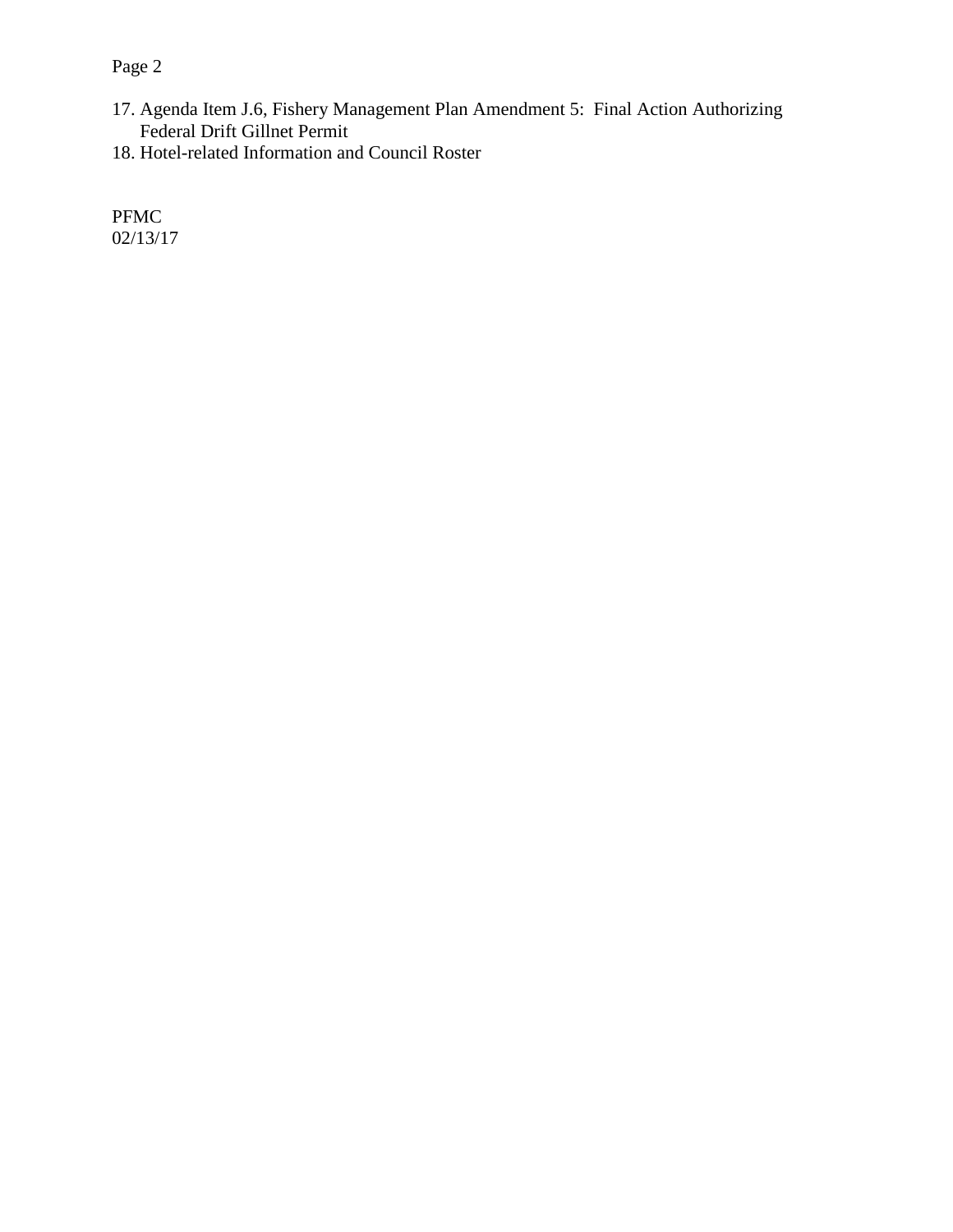17. Agenda Item J.6, Fishery Management Plan Amendment 5: Final Action Authorizing Federal Drift Gillnet Permit
18. Hotel-related Information and Council Roster

PFMC
02/13/17